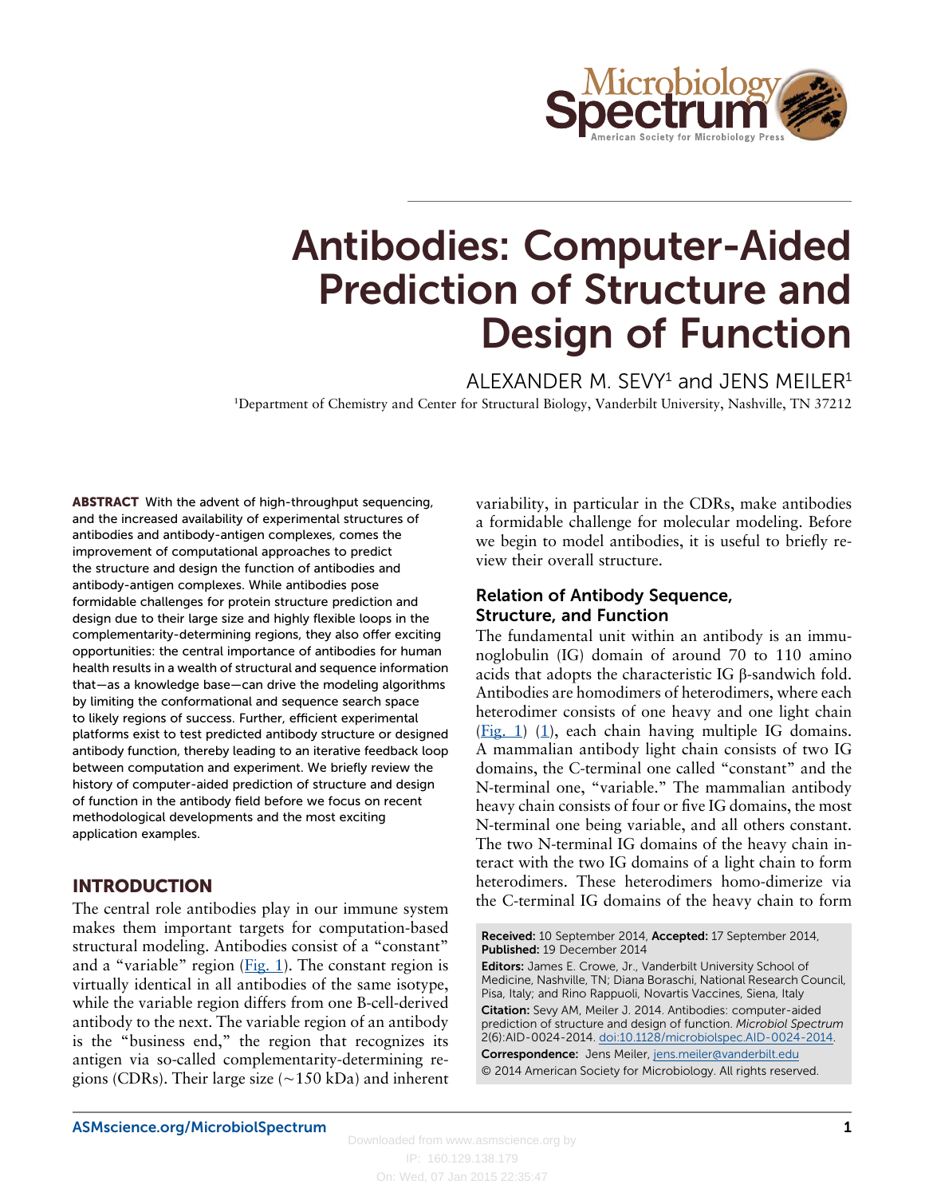# Antibodies: Computer-Aided Prediction of Structure and Design of Function

ALEXANDER M. SEVY[1] and JENS MEILER[1]

[1]Department of Chemistry and Center for Structural Biology, Vanderbilt University, Nashville, TN 37212

**ABSTRACT** With the advent of high-throughput sequencing, and the increased availability of experimental structures of antibodies and antibody-antigen complexes, comes the improvement of computational approaches to predict the structure and design the function of antibodies and antibody-antigen complexes. While antibodies pose formidable challenges for protein structure prediction and design due to their large size and highly flexible loops in the complementarity-determining regions, they also offer exciting opportunities: the central importance of antibodies for human health results in a wealth of structural and sequence information that—as a knowledge base—can drive the modeling algorithms by limiting the conformational and sequence search space to likely regions of success. Further, efficient experimental platforms exist to test predicted antibody structure or designed antibody function, thereby leading to an iterative feedback loop between computation and experiment. We briefly review the history of computer-aided prediction of structure and design of function in the antibody field before we focus on recent methodological developments and the most exciting application examples.

## INTRODUCTION

The central role antibodies play in our immune system makes them important targets for computation-based structural modeling. Antibodies consist of a "constant" and a "variable" region (Fig. 1). The constant region is virtually identical in all antibodies of the same isotype, while the variable region differs from one B-cell-derived antibody to the next. The variable region of an antibody is the "business end," the region that recognizes its antigen via so-called complementarity-determining regions (CDRs). Their large size (~150 kDa) and inherent variability, in particular in the CDRs, make antibodies a formidable challenge for molecular modeling. Before we begin to model antibodies, it is useful to briefly review their overall structure.

### Relation of Antibody Sequence, Structure, and Function

The fundamental unit within an antibody is an immunoglobulin (IG) domain of around 70 to 110 amino acids that adopts the characteristic IG β-sandwich fold. Antibodies are homodimers of heterodimers, where each heterodimer consists of one heavy and one light chain (Fig. 1) (1), each chain having multiple IG domains. A mammalian antibody light chain consists of two IG domains, the C-terminal one called "constant" and the N-terminal one, "variable." The mammalian antibody heavy chain consists of four or five IG domains, the most N-terminal one being variable, and all others constant. The two N-terminal IG domains of the heavy chain interact with the two IG domains of a light chain to form heterodimers. These heterodimers homo-dimerize via the C-terminal IG domains of the heavy chain to form

**Received:** 10 September 2014, **Accepted:** 17 September 2014, **Published:** 19 December 2014

**Editors:** James E. Crowe, Jr., Vanderbilt University School of Medicine, Nashville, TN; Diana Boraschi, National Research Council, Pisa, Italy; and Rino Rappuoli, Novartis Vaccines, Siena, Italy

**Citation:** Sevy AM, Meiler J. 2014. Antibodies: computer-aided prediction of structure and design of function. *Microbiol Spectrum* 2(6):AID-0024-2014. doi:10.1128/microbiolspec.AID-0024-2014.

**Correspondence:** Jens Meiler, jens.meiler@vanderbilt.edu

© 2014 American Society for Microbiology. All rights reserved.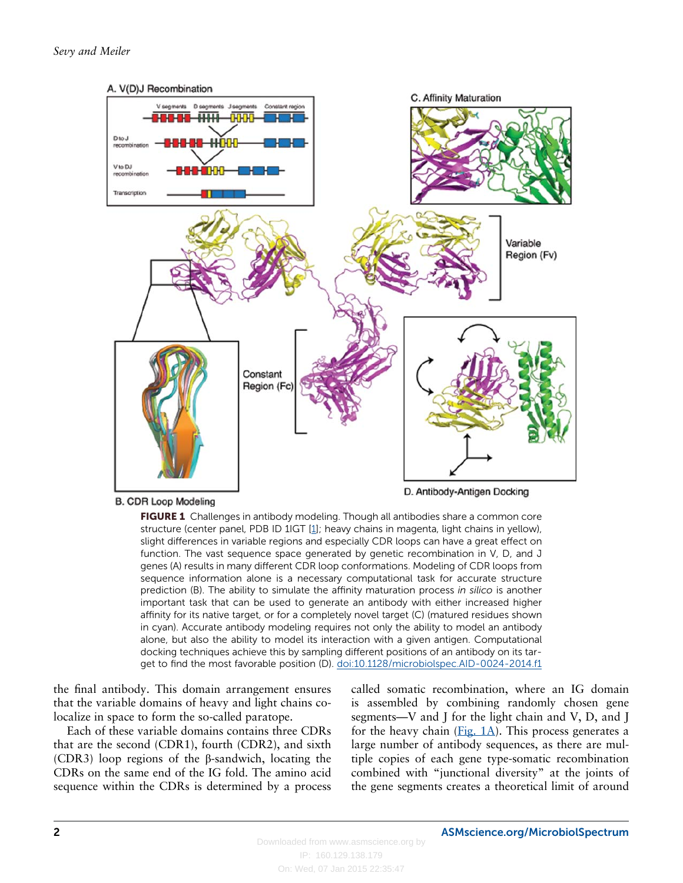A. V(D)J Recombination

V segments D segments J segments Constant region

D to J recombination

V to DJ recombination

Transcription

C. Affinity Maturation

Variable Region (Fv)

Constant Region (Fc)

B. CDR Loop Modeling

D. Antibody-Antigen Docking

**FIGURE 1** Challenges in antibody modeling. Though all antibodies share a common core structure (center panel, PDB ID 1IGT [1]; heavy chains in magenta, light chains in yellow), slight differences in variable regions and especially CDR loops can have a great effect on function. The vast sequence space generated by genetic recombination in V, D, and J genes (A) results in many different CDR loop conformations. Modeling of CDR loops from sequence information alone is a necessary computational task for accurate structure prediction (B). The ability to simulate the affinity maturation process *in silico* is another important task that can be used to generate an antibody with either increased higher affinity for its native target, or for a completely novel target (C) (matured residues shown in cyan). Accurate antibody modeling requires not only the ability to model an antibody alone, but also the ability to model its interaction with a given antigen. Computational docking techniques achieve this by sampling different positions of an antibody on its target to find the most favorable position (D). doi:10.1128/microbiolspec.AID-0024-2014.f1

the final antibody. This domain arrangement ensures that the variable domains of heavy and light chains co-localize in space to form the so-called paratope.

Each of these variable domains contains three CDRs that are the second (CDR1), fourth (CDR2), and sixth (CDR3) loop regions of the β-sandwich, locating the CDRs on the same end of the IG fold. The amino acid sequence within the CDRs is determined by a process called somatic recombination, where an IG domain is assembled by combining randomly chosen gene segments—V and J for the light chain and V, D, and J for the heavy chain (Fig. 1A). This process generates a large number of antibody sequences, as there are multiple copies of each gene type-somatic recombination combined with "junctional diversity" at the joints of the gene segments creates a theoretical limit of around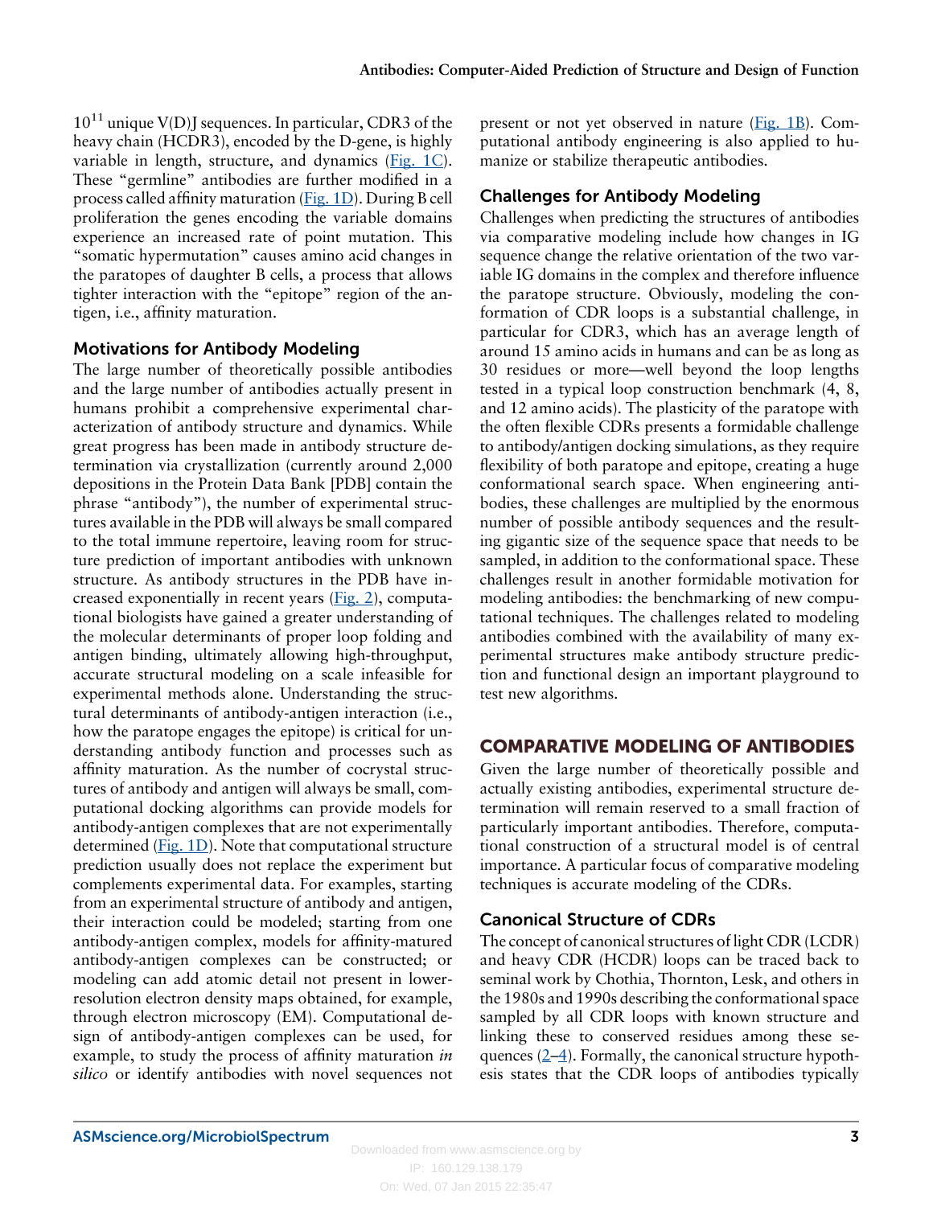$10^{11}$ unique V(D)J sequences. In particular, CDR3 of the heavy chain (HCDR3), encoded by the D-gene, is highly variable in length, structure, and dynamics (Fig. 1C). These "germline" antibodies are further modified in a process called affinity maturation (Fig. 1D). During B cell proliferation the genes encoding the variable domains experience an increased rate of point mutation. This "somatic hypermutation" causes amino acid changes in the paratopes of daughter B cells, a process that allows tighter interaction with the "epitope" region of the antigen, i.e., affinity maturation.

### Motivations for Antibody Modeling

The large number of theoretically possible antibodies and the large number of antibodies actually present in humans prohibit a comprehensive experimental characterization of antibody structure and dynamics. While great progress has been made in antibody structure determination via crystallization (currently around 2,000 depositions in the Protein Data Bank [PDB] contain the phrase "antibody"), the number of experimental structures available in the PDB will always be small compared to the total immune repertoire, leaving room for structure prediction of important antibodies with unknown structure. As antibody structures in the PDB have increased exponentially in recent years (Fig. 2), computational biologists have gained a greater understanding of the molecular determinants of proper loop folding and antigen binding, ultimately allowing high-throughput, accurate structural modeling on a scale infeasible for experimental methods alone. Understanding the structural determinants of antibody-antigen interaction (i.e., how the paratope engages the epitope) is critical for understanding antibody function and processes such as affinity maturation. As the number of cocrystal structures of antibody and antigen will always be small, computational docking algorithms can provide models for antibody-antigen complexes that are not experimentally determined (Fig. 1D). Note that computational structure prediction usually does not replace the experiment but complements experimental data. For examples, starting from an experimental structure of antibody and antigen, their interaction could be modeled; starting from one antibody-antigen complex, models for affinity-matured antibody-antigen complexes can be constructed; or modeling can add atomic detail not present in lower-resolution electron density maps obtained, for example, through electron microscopy (EM). Computational design of antibody-antigen complexes can be used, for example, to study the process of affinity maturation *in silico* or identify antibodies with novel sequences not present or not yet observed in nature (Fig. 1B). Computational antibody engineering is also applied to humanize or stabilize therapeutic antibodies.

### Challenges for Antibody Modeling

Challenges when predicting the structures of antibodies via comparative modeling include how changes in IG sequence change the relative orientation of the two variable IG domains in the complex and therefore influence the paratope structure. Obviously, modeling the conformation of CDR loops is a substantial challenge, in particular for CDR3, which has an average length of around 15 amino acids in humans and can be as long as 30 residues or more—well beyond the loop lengths tested in a typical loop construction benchmark (4, 8, and 12 amino acids). The plasticity of the paratope with the often flexible CDRs presents a formidable challenge to antibody/antigen docking simulations, as they require flexibility of both paratope and epitope, creating a huge conformational search space. When engineering antibodies, these challenges are multiplied by the enormous number of possible antibody sequences and the resulting gigantic size of the sequence space that needs to be sampled, in addition to the conformational space. These challenges result in another formidable motivation for modeling antibodies: the benchmarking of new computational techniques. The challenges related to modeling antibodies combined with the availability of many experimental structures make antibody structure prediction and functional design an important playground to test new algorithms.

## COMPARATIVE MODELING OF ANTIBODIES

Given the large number of theoretically possible and actually existing antibodies, experimental structure determination will remain reserved to a small fraction of particularly important antibodies. Therefore, computational construction of a structural model is of central importance. A particular focus of comparative modeling techniques is accurate modeling of the CDRs.

### Canonical Structure of CDRs

The concept of canonical structures of light CDR (LCDR) and heavy CDR (HCDR) loops can be traced back to seminal work by Chothia, Thornton, Lesk, and others in the 1980s and 1990s describing the conformational space sampled by all CDR loops with known structure and linking these to conserved residues among these sequences (2–4). Formally, the canonical structure hypothesis states that the CDR loops of antibodies typically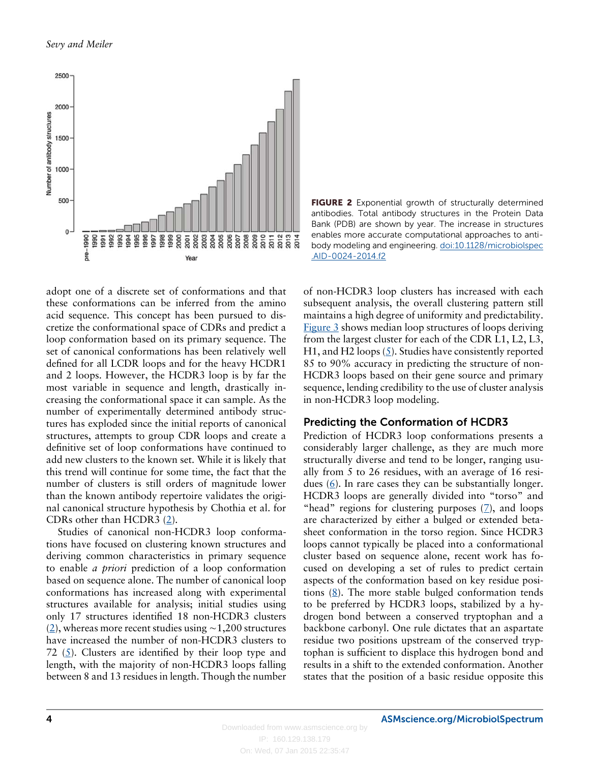**FIGURE 2** Exponential growth of structurally determined antibodies. Total antibody structures in the Protein Data Bank (PDB) are shown by year. The increase in structures enables more accurate computational approaches to antibody modeling and engineering. doi:10.1128/microbiolspec.AID-0024-2014.f2

adopt one of a discrete set of conformations and that these conformations can be inferred from the amino acid sequence. This concept has been pursued to discretize the conformational space of CDRs and predict a loop conformation based on its primary sequence. The set of canonical conformations has been relatively well defined for all LCDR loops and for the heavy HCDR1 and 2 loops. However, the HCDR3 loop is by far the most variable in sequence and length, drastically increasing the conformational space it can sample. As the number of experimentally determined antibody structures has exploded since the initial reports of canonical structures, attempts to group CDR loops and create a definitive set of loop conformations have continued to add new clusters to the known set. While it is likely that this trend will continue for some time, the fact that the number of clusters is still orders of magnitude lower than the known antibody repertoire validates the original canonical structure hypothesis by Chothia et al. for CDRs other than HCDR3 (2).

Studies of canonical non-HCDR3 loop conformations have focused on clustering known structures and deriving common characteristics in primary sequence to enable *a priori* prediction of a loop conformation based on sequence alone. The number of canonical loop conformations has increased along with experimental structures available for analysis; initial studies using only 17 structures identified 18 non-HCDR3 clusters (2), whereas more recent studies using ~1,200 structures have increased the number of non-HCDR3 clusters to 72 (5). Clusters are identified by their loop type and length, with the majority of non-HCDR3 loops falling between 8 and 13 residues in length. Though the number of non-HCDR3 loop clusters has increased with each subsequent analysis, the overall clustering pattern still maintains a high degree of uniformity and predictability. Figure 3 shows median loop structures of loops deriving from the largest cluster for each of the CDR L1, L2, L3, H1, and H2 loops (5). Studies have consistently reported 85 to 90% accuracy in predicting the structure of non-HCDR3 loops based on their gene source and primary sequence, lending credibility to the use of cluster analysis in non-HCDR3 loop modeling.

## Predicting the Conformation of HCDR3

Prediction of HCDR3 loop conformations presents a considerably larger challenge, as they are much more structurally diverse and tend to be longer, ranging usually from 5 to 26 residues, with an average of 16 residues (6). In rare cases they can be substantially longer. HCDR3 loops are generally divided into "torso" and "head" regions for clustering purposes (7), and loops are characterized by either a bulged or extended beta-sheet conformation in the torso region. Since HCDR3 loops cannot typically be placed into a conformational cluster based on sequence alone, recent work has focused on developing a set of rules to predict certain aspects of the conformation based on key residue positions (8). The more stable bulged conformation tends to be preferred by HCDR3 loops, stabilized by a hydrogen bond between a conserved tryptophan and a backbone carbonyl. One rule dictates that an aspartate residue two positions upstream of the conserved tryptophan is sufficient to displace this hydrogen bond and results in a shift to the extended conformation. Another states that the position of a basic residue opposite this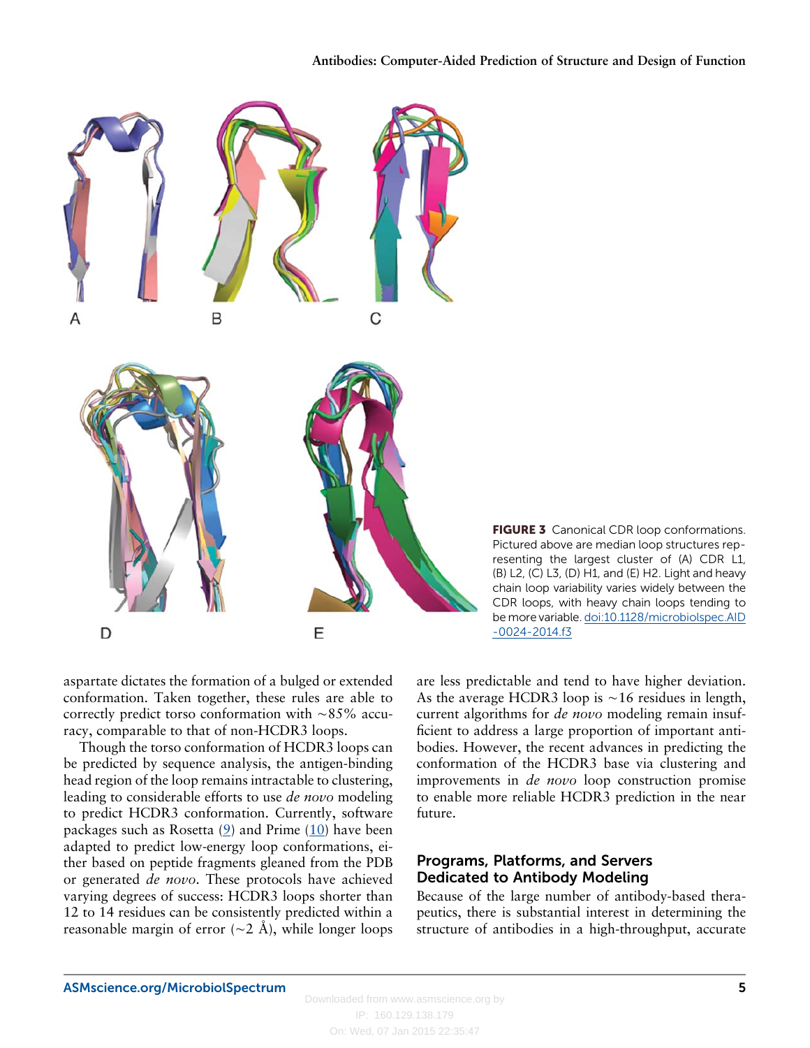FIGURE 3 Canonical CDR loop conformations. Pictured above are median loop structures representing the largest cluster of (A) CDR L1, (B) L2, (C) L3, (D) H1, and (E) H2. Light and heavy chain loop variability varies widely between the CDR loops, with heavy chain loops tending to be more variable. doi:10.1128/microbiolspec.AID-0024-2014.f3

aspartate dictates the formation of a bulged or extended conformation. Taken together, these rules are able to correctly predict torso conformation with ~85% accuracy, comparable to that of non-HCDR3 loops.

Though the torso conformation of HCDR3 loops can be predicted by sequence analysis, the antigen-binding head region of the loop remains intractable to clustering, leading to considerable efforts to use *de novo* modeling to predict HCDR3 conformation. Currently, software packages such as Rosetta (9) and Prime (10) have been adapted to predict low-energy loop conformations, either based on peptide fragments gleaned from the PDB or generated *de novo*. These protocols have achieved varying degrees of success: HCDR3 loops shorter than 12 to 14 residues can be consistently predicted within a reasonable margin of error (~2 Å), while longer loops are less predictable and tend to have higher deviation. As the average HCDR3 loop is ~16 residues in length, current algorithms for *de novo* modeling remain insufficient to address a large proportion of important antibodies. However, the recent advances in predicting the conformation of the HCDR3 base via clustering and improvements in *de novo* loop construction promise to enable more reliable HCDR3 prediction in the near future.

## Programs, Platforms, and Servers Dedicated to Antibody Modeling

Because of the large number of antibody-based therapeutics, there is substantial interest in determining the structure of antibodies in a high-throughput, accurate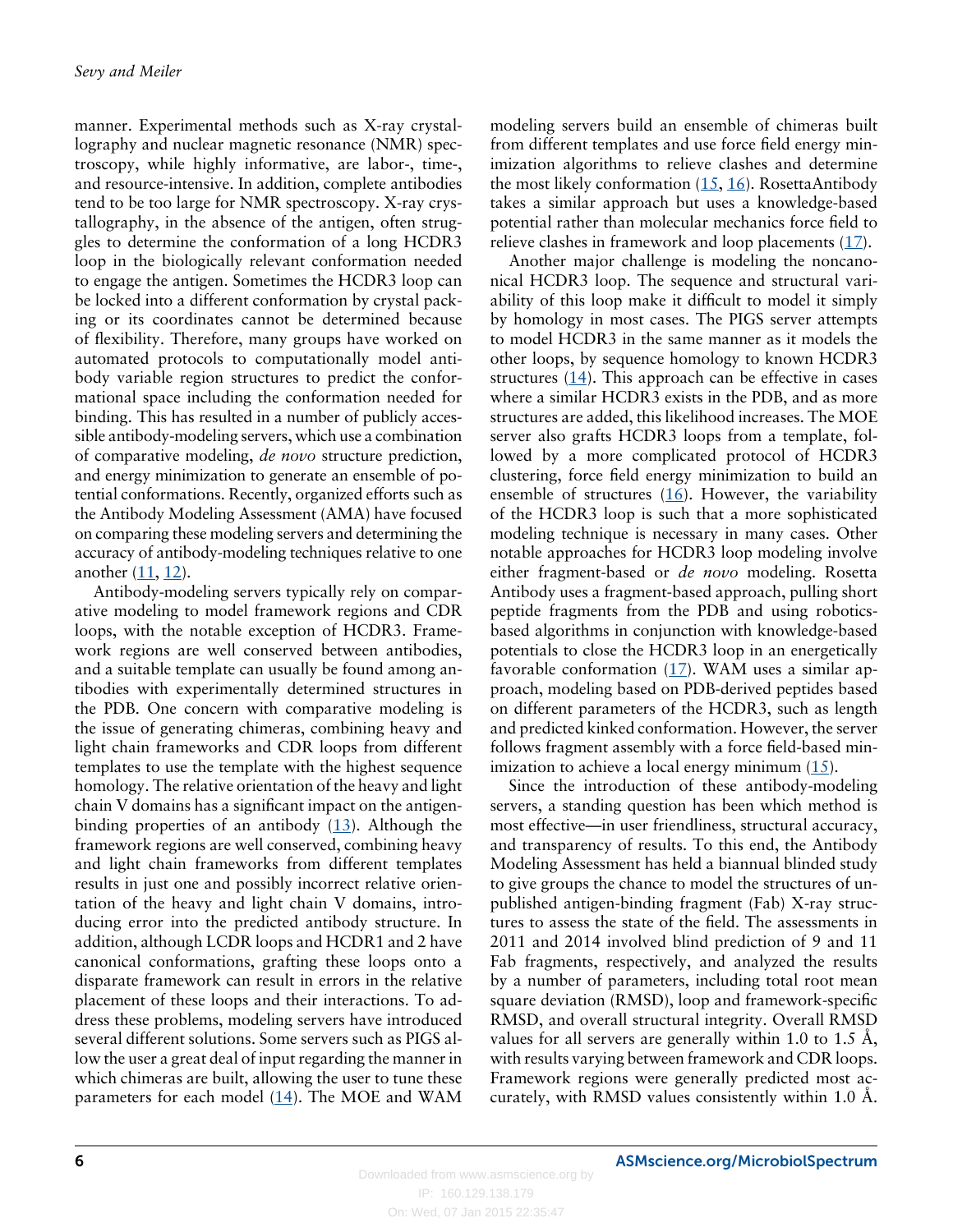manner. Experimental methods such as X-ray crystallography and nuclear magnetic resonance (NMR) spectroscopy, while highly informative, are labor-, time-, and resource-intensive. In addition, complete antibodies tend to be too large for NMR spectroscopy. X-ray crystallography, in the absence of the antigen, often struggles to determine the conformation of a long HCDR3 loop in the biologically relevant conformation needed to engage the antigen. Sometimes the HCDR3 loop can be locked into a different conformation by crystal packing or its coordinates cannot be determined because of flexibility. Therefore, many groups have worked on automated protocols to computationally model antibody variable region structures to predict the conformational space including the conformation needed for binding. This has resulted in a number of publicly accessible antibody-modeling servers, which use a combination of comparative modeling, *de novo* structure prediction, and energy minimization to generate an ensemble of potential conformations. Recently, organized efforts such as the Antibody Modeling Assessment (AMA) have focused on comparing these modeling servers and determining the accuracy of antibody-modeling techniques relative to one another (11, 12).

Antibody-modeling servers typically rely on comparative modeling to model framework regions and CDR loops, with the notable exception of HCDR3. Framework regions are well conserved between antibodies, and a suitable template can usually be found among antibodies with experimentally determined structures in the PDB. One concern with comparative modeling is the issue of generating chimeras, combining heavy and light chain frameworks and CDR loops from different templates to use the template with the highest sequence homology. The relative orientation of the heavy and light chain V domains has a significant impact on the antigen-binding properties of an antibody (13). Although the framework regions are well conserved, combining heavy and light chain frameworks from different templates results in just one and possibly incorrect relative orientation of the heavy and light chain V domains, introducing error into the predicted antibody structure. In addition, although LCDR loops and HCDR1 and 2 have canonical conformations, grafting these loops onto a disparate framework can result in errors in the relative placement of these loops and their interactions. To address these problems, modeling servers have introduced several different solutions. Some servers such as PIGS allow the user a great deal of input regarding the manner in which chimeras are built, allowing the user to tune these parameters for each model (14). The MOE and WAM modeling servers build an ensemble of chimeras built from different templates and use force field energy minimization algorithms to relieve clashes and determine the most likely conformation (15, 16). RosettaAntibody takes a similar approach but uses a knowledge-based potential rather than molecular mechanics force field to relieve clashes in framework and loop placements (17).

Another major challenge is modeling the noncanonical HCDR3 loop. The sequence and structural variability of this loop make it difficult to model it simply by homology in most cases. The PIGS server attempts to model HCDR3 in the same manner as it models the other loops, by sequence homology to known HCDR3 structures (14). This approach can be effective in cases where a similar HCDR3 exists in the PDB, and as more structures are added, this likelihood increases. The MOE server also grafts HCDR3 loops from a template, followed by a more complicated protocol of HCDR3 clustering, force field energy minimization to build an ensemble of structures (16). However, the variability of the HCDR3 loop is such that a more sophisticated modeling technique is necessary in many cases. Other notable approaches for HCDR3 loop modeling involve either fragment-based or *de novo* modeling. Rosetta Antibody uses a fragment-based approach, pulling short peptide fragments from the PDB and using robotics-based algorithms in conjunction with knowledge-based potentials to close the HCDR3 loop in an energetically favorable conformation (17). WAM uses a similar approach, modeling based on PDB-derived peptides based on different parameters of the HCDR3, such as length and predicted kinked conformation. However, the server follows fragment assembly with a force field-based minimization to achieve a local energy minimum (15).

Since the introduction of these antibody-modeling servers, a standing question has been which method is most effective—in user friendliness, structural accuracy, and transparency of results. To this end, the Antibody Modeling Assessment has held a biannual blinded study to give groups the chance to model the structures of unpublished antigen-binding fragment (Fab) X-ray structures to assess the state of the field. The assessments in 2011 and 2014 involved blind prediction of 9 and 11 Fab fragments, respectively, and analyzed the results by a number of parameters, including total root mean square deviation (RMSD), loop and framework-specific RMSD, and overall structural integrity. Overall RMSD values for all servers are generally within 1.0 to 1.5 Å, with results varying between framework and CDR loops. Framework regions were generally predicted most accurately, with RMSD values consistently within 1.0 Å.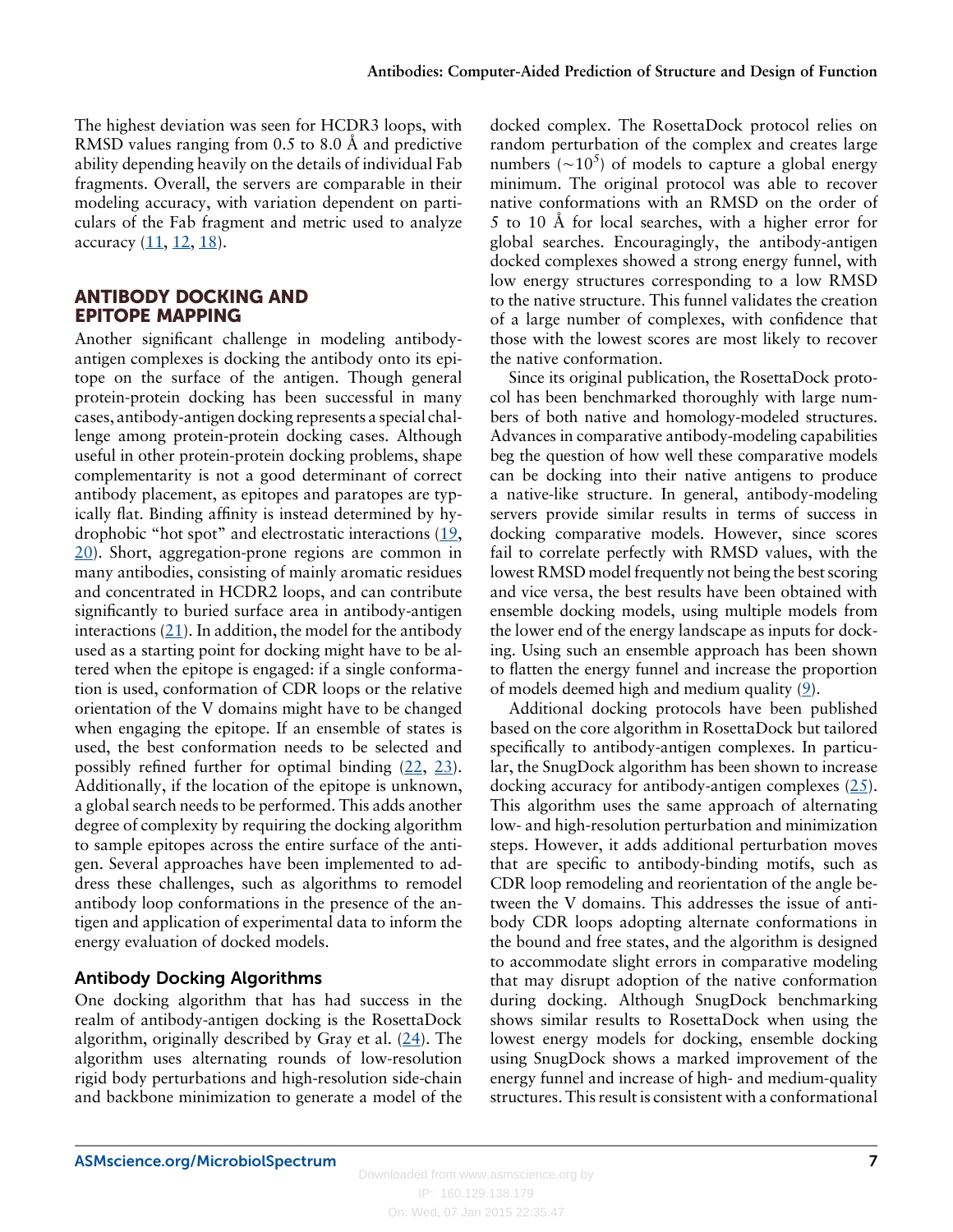The highest deviation was seen for HCDR3 loops, with RMSD values ranging from 0.5 to 8.0 Å and predictive ability depending heavily on the details of individual Fab fragments. Overall, the servers are comparable in their modeling accuracy, with variation dependent on particulars of the Fab fragment and metric used to analyze accuracy (11, 12, 18).

## ANTIBODY DOCKING AND EPITOPE MAPPING

Another significant challenge in modeling antibody-antigen complexes is docking the antibody onto its epitope on the surface of the antigen. Though general protein-protein docking has been successful in many cases, antibody-antigen docking represents a special challenge among protein-protein docking cases. Although useful in other protein-protein docking problems, shape complementarity is not a good determinant of correct antibody placement, as epitopes and paratopes are typically flat. Binding affinity is instead determined by hydrophobic "hot spot" and electrostatic interactions (19, 20). Short, aggregation-prone regions are common in many antibodies, consisting of mainly aromatic residues and concentrated in HCDR2 loops, and can contribute significantly to buried surface area in antibody-antigen interactions (21). In addition, the model for the antibody used as a starting point for docking might have to be altered when the epitope is engaged: if a single conformation is used, conformation of CDR loops or the relative orientation of the V domains might have to be changed when engaging the epitope. If an ensemble of states is used, the best conformation needs to be selected and possibly refined further for optimal binding (22, 23). Additionally, if the location of the epitope is unknown, a global search needs to be performed. This adds another degree of complexity by requiring the docking algorithm to sample epitopes across the entire surface of the antigen. Several approaches have been implemented to address these challenges, such as algorithms to remodel antibody loop conformations in the presence of the antigen and application of experimental data to inform the energy evaluation of docked models.

### Antibody Docking Algorithms

One docking algorithm that has had success in the realm of antibody-antigen docking is the RosettaDock algorithm, originally described by Gray et al. (24). The algorithm uses alternating rounds of low-resolution rigid body perturbations and high-resolution side-chain and backbone minimization to generate a model of the docked complex. The RosettaDock protocol relies on random perturbation of the complex and creates large numbers ($\sim 10^5$) of models to capture a global energy minimum. The original protocol was able to recover native conformations with an RMSD on the order of 5 to 10 Å for local searches, with a higher error for global searches. Encouragingly, the antibody-antigen docked complexes showed a strong energy funnel, with low energy structures corresponding to a low RMSD to the native structure. This funnel validates the creation of a large number of complexes, with confidence that those with the lowest scores are most likely to recover the native conformation.

Since its original publication, the RosettaDock protocol has been benchmarked thoroughly with large numbers of both native and homology-modeled structures. Advances in comparative antibody-modeling capabilities beg the question of how well these comparative models can be docking into their native antigens to produce a native-like structure. In general, antibody-modeling servers provide similar results in terms of success in docking comparative models. However, since scores fail to correlate perfectly with RMSD values, with the lowest RMSD model frequently not being the best scoring and vice versa, the best results have been obtained with ensemble docking models, using multiple models from the lower end of the energy landscape as inputs for docking. Using such an ensemble approach has been shown to flatten the energy funnel and increase the proportion of models deemed high and medium quality (9).

Additional docking protocols have been published based on the core algorithm in RosettaDock but tailored specifically to antibody-antigen complexes. In particular, the SnugDock algorithm has been shown to increase docking accuracy for antibody-antigen complexes (25). This algorithm uses the same approach of alternating low- and high-resolution perturbation and minimization steps. However, it adds additional perturbation moves that are specific to antibody-binding motifs, such as CDR loop remodeling and reorientation of the angle between the V domains. This addresses the issue of antibody CDR loops adopting alternate conformations in the bound and free states, and the algorithm is designed to accommodate slight errors in comparative modeling that may disrupt adoption of the native conformation during docking. Although SnugDock benchmarking shows similar results to RosettaDock when using the lowest energy models for docking, ensemble docking using SnugDock shows a marked improvement of the energy funnel and increase of high- and medium-quality structures. This result is consistent with a conformational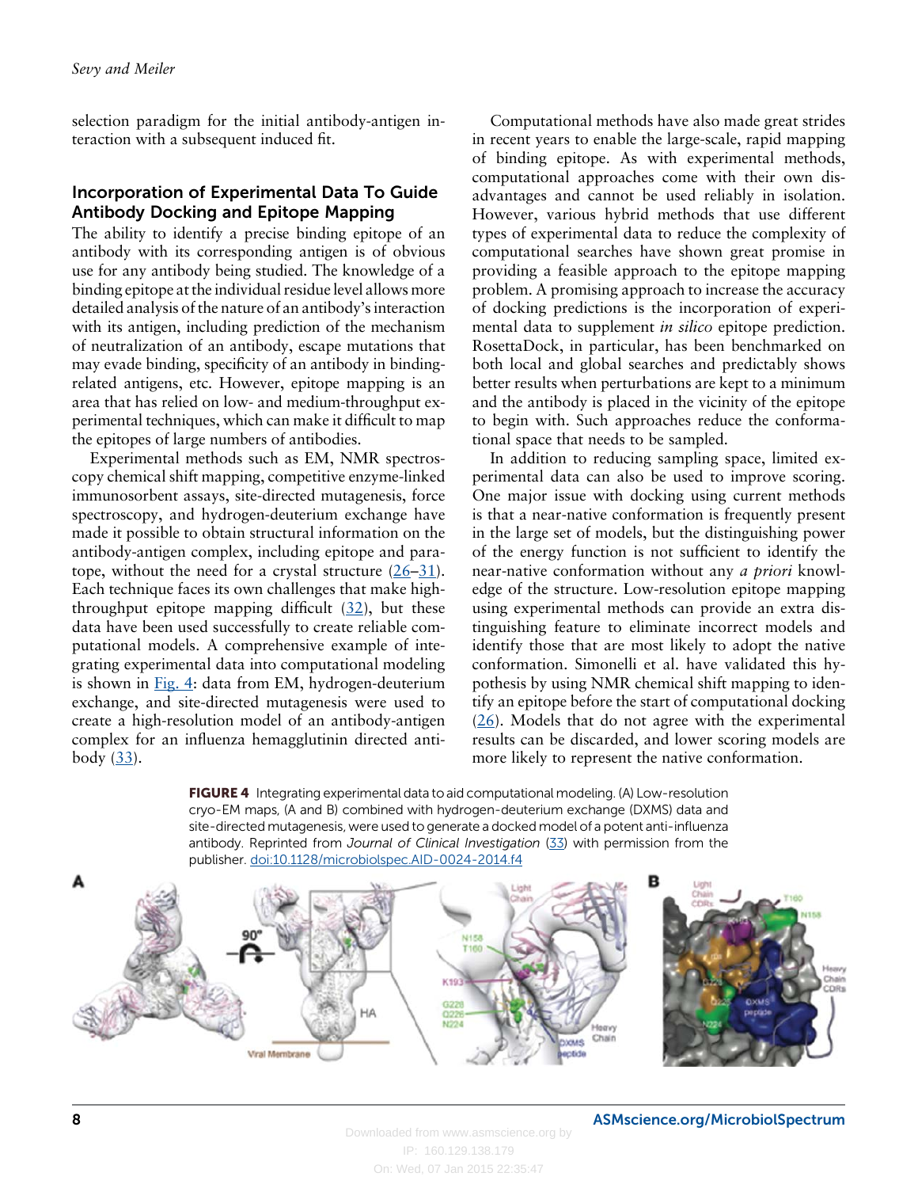selection paradigm for the initial antibody-antigen interaction with a subsequent induced fit.

## Incorporation of Experimental Data To Guide Antibody Docking and Epitope Mapping

The ability to identify a precise binding epitope of an antibody with its corresponding antigen is of obvious use for any antibody being studied. The knowledge of a binding epitope at the individual residue level allows more detailed analysis of the nature of an antibody's interaction with its antigen, including prediction of the mechanism of neutralization of an antibody, escape mutations that may evade binding, specificity of an antibody in binding-related antigens, etc. However, epitope mapping is an area that has relied on low- and medium-throughput experimental techniques, which can make it difficult to map the epitopes of large numbers of antibodies.

Experimental methods such as EM, NMR spectroscopy chemical shift mapping, competitive enzyme-linked immunosorbent assays, site-directed mutagenesis, force spectroscopy, and hydrogen-deuterium exchange have made it possible to obtain structural information on the antibody-antigen complex, including epitope and paratope, without the need for a crystal structure (26–31). Each technique faces its own challenges that make high-throughput epitope mapping difficult (32), but these data have been used successfully to create reliable computational models. A comprehensive example of integrating experimental data into computational modeling is shown in Fig. 4: data from EM, hydrogen-deuterium exchange, and site-directed mutagenesis were used to create a high-resolution model of an antibody-antigen complex for an influenza hemagglutinin directed antibody (33).

Computational methods have also made great strides in recent years to enable the large-scale, rapid mapping of binding epitope. As with experimental methods, computational approaches come with their own disadvantages and cannot be used reliably in isolation. However, various hybrid methods that use different types of experimental data to reduce the complexity of computational searches have shown great promise in providing a feasible approach to the epitope mapping problem. A promising approach to increase the accuracy of docking predictions is the incorporation of experimental data to supplement *in silico* epitope prediction. RosettaDock, in particular, has been benchmarked on both local and global searches and predictably shows better results when perturbations are kept to a minimum and the antibody is placed in the vicinity of the epitope to begin with. Such approaches reduce the conformational space that needs to be sampled.

In addition to reducing sampling space, limited experimental data can also be used to improve scoring. One major issue with docking using current methods is that a near-native conformation is frequently present in the large set of models, but the distinguishing power of the energy function is not sufficient to identify the near-native conformation without any *a priori* knowledge of the structure. Low-resolution epitope mapping using experimental methods can provide an extra distinguishing feature to eliminate incorrect models and identify those that are most likely to adopt the native conformation. Simonelli et al. have validated this hypothesis by using NMR chemical shift mapping to identify an epitope before the start of computational docking (26). Models that do not agree with the experimental results can be discarded, and lower scoring models are more likely to represent the native conformation.

**FIGURE 4** Integrating experimental data to aid computational modeling. (A) Low-resolution cryo-EM maps, (A and B) combined with hydrogen-deuterium exchange (DXMS) data and site-directed mutagenesis, were used to generate a docked model of a potent anti-influenza antibody. Reprinted from *Journal of Clinical Investigation* (33) with permission from the publisher. doi:10.1128/microbiolspec.AID-0024-2014.f4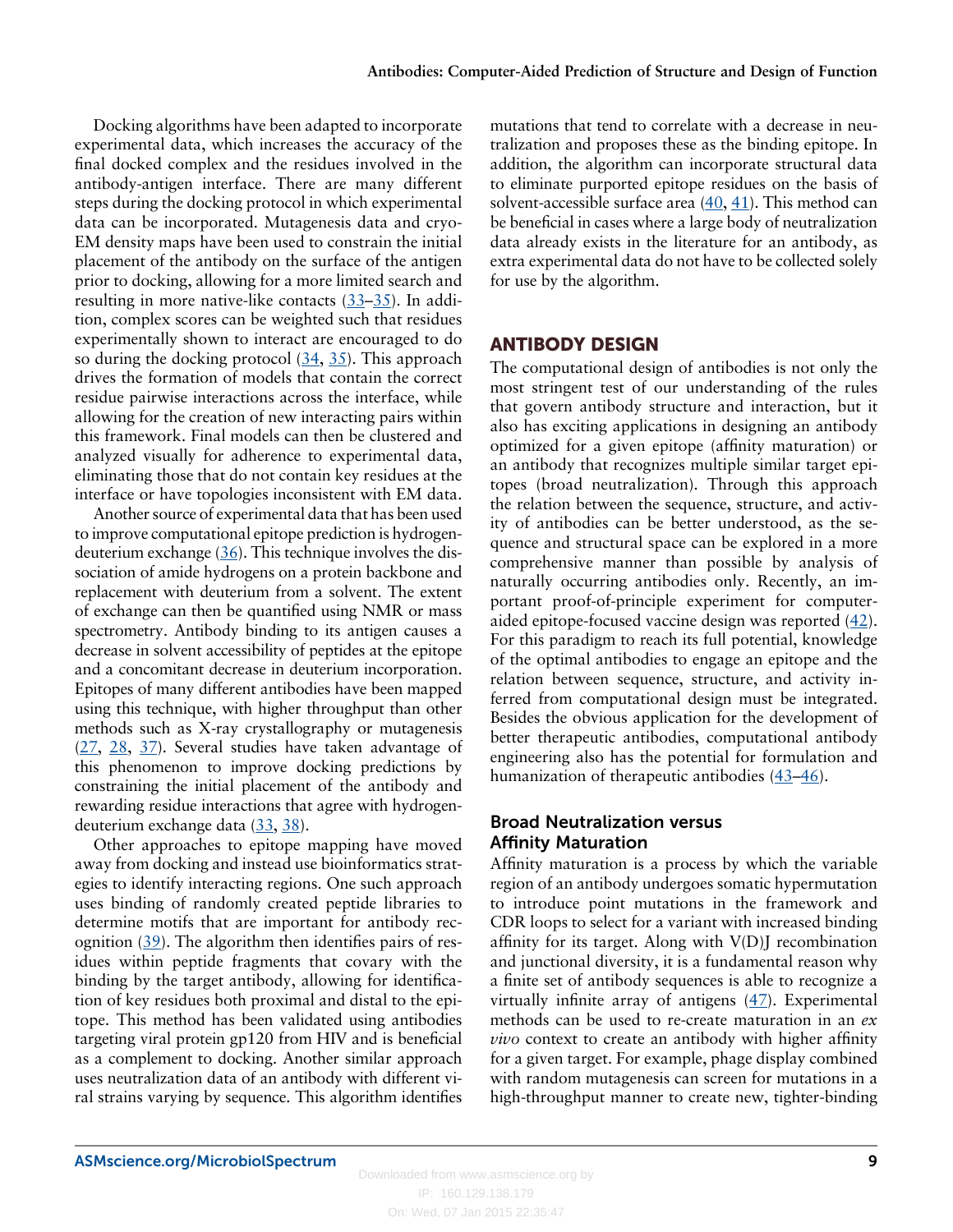Docking algorithms have been adapted to incorporate experimental data, which increases the accuracy of the final docked complex and the residues involved in the antibody-antigen interface. There are many different steps during the docking protocol in which experimental data can be incorporated. Mutagenesis data and cryo-EM density maps have been used to constrain the initial placement of the antibody on the surface of the antigen prior to docking, allowing for a more limited search and resulting in more native-like contacts (33–35). In addition, complex scores can be weighted such that residues experimentally shown to interact are encouraged to do so during the docking protocol (34, 35). This approach drives the formation of models that contain the correct residue pairwise interactions across the interface, while allowing for the creation of new interacting pairs within this framework. Final models can then be clustered and analyzed visually for adherence to experimental data, eliminating those that do not contain key residues at the interface or have topologies inconsistent with EM data.

Another source of experimental data that has been used to improve computational epitope prediction is hydrogen-deuterium exchange (36). This technique involves the dissociation of amide hydrogens on a protein backbone and replacement with deuterium from a solvent. The extent of exchange can then be quantified using NMR or mass spectrometry. Antibody binding to its antigen causes a decrease in solvent accessibility of peptides at the epitope and a concomitant decrease in deuterium incorporation. Epitopes of many different antibodies have been mapped using this technique, with higher throughput than other methods such as X-ray crystallography or mutagenesis (27, 28, 37). Several studies have taken advantage of this phenomenon to improve docking predictions by constraining the initial placement of the antibody and rewarding residue interactions that agree with hydrogen-deuterium exchange data (33, 38).

Other approaches to epitope mapping have moved away from docking and instead use bioinformatics strategies to identify interacting regions. One such approach uses binding of randomly created peptide libraries to determine motifs that are important for antibody recognition (39). The algorithm then identifies pairs of residues within peptide fragments that covary with the binding by the target antibody, allowing for identification of key residues both proximal and distal to the epitope. This method has been validated using antibodies targeting viral protein gp120 from HIV and is beneficial as a complement to docking. Another similar approach uses neutralization data of an antibody with different viral strains varying by sequence. This algorithm identifies mutations that tend to correlate with a decrease in neutralization and proposes these as the binding epitope. In addition, the algorithm can incorporate structural data to eliminate purported epitope residues on the basis of solvent-accessible surface area (40, 41). This method can be beneficial in cases where a large body of neutralization data already exists in the literature for an antibody, as extra experimental data do not have to be collected solely for use by the algorithm.

## ANTIBODY DESIGN

The computational design of antibodies is not only the most stringent test of our understanding of the rules that govern antibody structure and interaction, but it also has exciting applications in designing an antibody optimized for a given epitope (affinity maturation) or an antibody that recognizes multiple similar target epitopes (broad neutralization). Through this approach the relation between the sequence, structure, and activity of antibodies can be better understood, as the sequence and structural space can be explored in a more comprehensive manner than possible by analysis of naturally occurring antibodies only. Recently, an important proof-of-principle experiment for computer-aided epitope-focused vaccine design was reported (42). For this paradigm to reach its full potential, knowledge of the optimal antibodies to engage an epitope and the relation between sequence, structure, and activity inferred from computational design must be integrated. Besides the obvious application for the development of better therapeutic antibodies, computational antibody engineering also has the potential for formulation and humanization of therapeutic antibodies (43–46).

### Broad Neutralization versus Affinity Maturation

Affinity maturation is a process by which the variable region of an antibody undergoes somatic hypermutation to introduce point mutations in the framework and CDR loops to select for a variant with increased binding affinity for its target. Along with V(D)J recombination and junctional diversity, it is a fundamental reason why a finite set of antibody sequences is able to recognize a virtually infinite array of antigens (47). Experimental methods can be used to re-create maturation in an *ex vivo* context to create an antibody with higher affinity for a given target. For example, phage display combined with random mutagenesis can screen for mutations in a high-throughput manner to create new, tighter-binding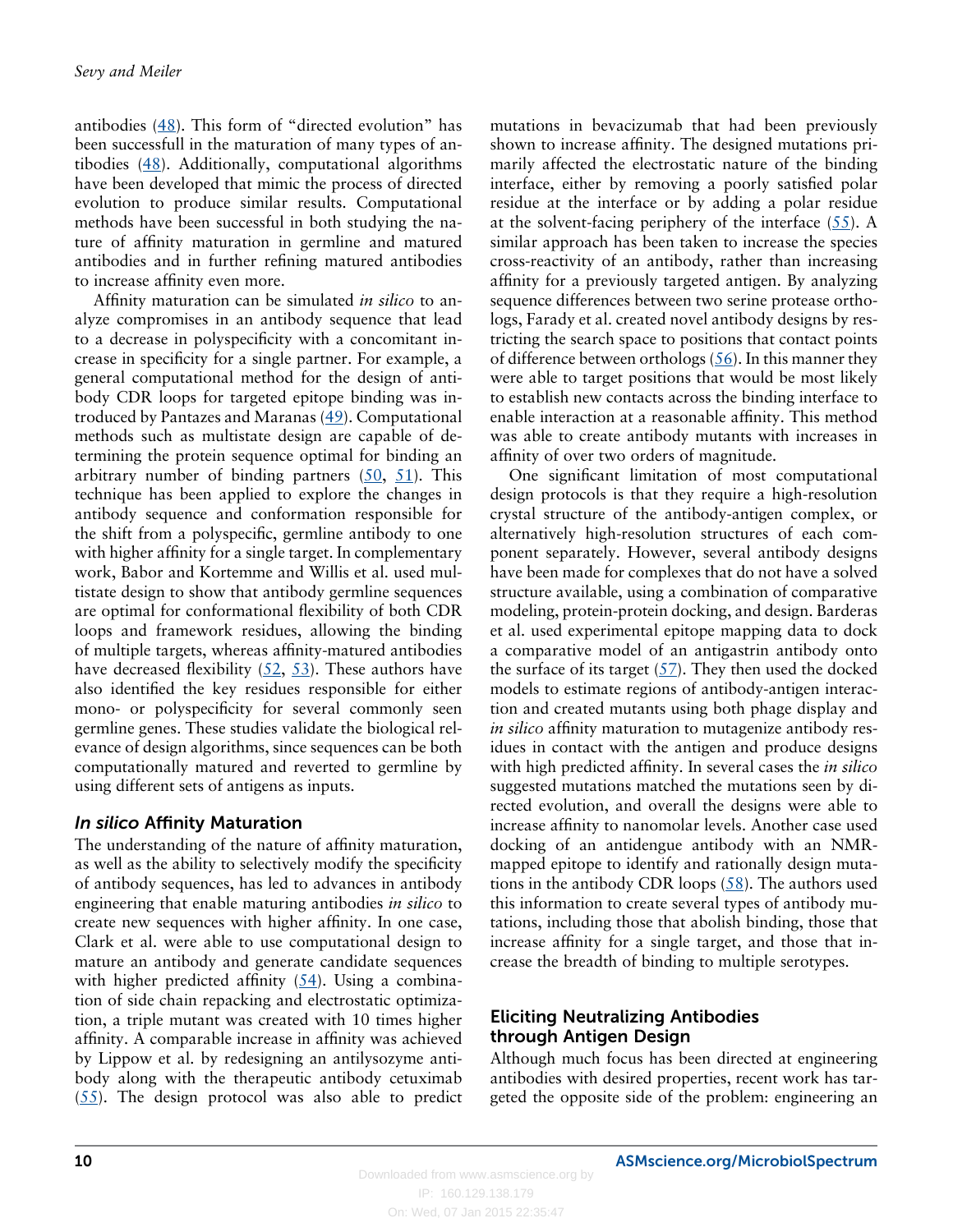antibodies (48). This form of "directed evolution" has been successfull in the maturation of many types of antibodies (48). Additionally, computational algorithms have been developed that mimic the process of directed evolution to produce similar results. Computational methods have been successful in both studying the nature of affinity maturation in germline and matured antibodies and in further refining matured antibodies to increase affinity even more.

Affinity maturation can be simulated *in silico* to analyze compromises in an antibody sequence that lead to a decrease in polyspecificity with a concomitant increase in specificity for a single partner. For example, a general computational method for the design of antibody CDR loops for targeted epitope binding was introduced by Pantazes and Maranas (49). Computational methods such as multistate design are capable of determining the protein sequence optimal for binding an arbitrary number of binding partners (50, 51). This technique has been applied to explore the changes in antibody sequence and conformation responsible for the shift from a polyspecific, germline antibody to one with higher affinity for a single target. In complementary work, Babor and Kortemme and Willis et al. used multistate design to show that antibody germline sequences are optimal for conformational flexibility of both CDR loops and framework residues, allowing the binding of multiple targets, whereas affinity-matured antibodies have decreased flexibility (52, 53). These authors have also identified the key residues responsible for either mono- or polyspecificity for several commonly seen germline genes. These studies validate the biological relevance of design algorithms, since sequences can be both computationally matured and reverted to germline by using different sets of antigens as inputs.

## *In silico* Affinity Maturation

The understanding of the nature of affinity maturation, as well as the ability to selectively modify the specificity of antibody sequences, has led to advances in antibody engineering that enable maturing antibodies *in silico* to create new sequences with higher affinity. In one case, Clark et al. were able to use computational design to mature an antibody and generate candidate sequences with higher predicted affinity (54). Using a combination of side chain repacking and electrostatic optimization, a triple mutant was created with 10 times higher affinity. A comparable increase in affinity was achieved by Lippow et al. by redesigning an antilysozyme antibody along with the therapeutic antibody cetuximab (55). The design protocol was also able to predict mutations in bevacizumab that had been previously shown to increase affinity. The designed mutations primarily affected the electrostatic nature of the binding interface, either by removing a poorly satisfied polar residue at the interface or by adding a polar residue at the solvent-facing periphery of the interface (55). A similar approach has been taken to increase the species cross-reactivity of an antibody, rather than increasing affinity for a previously targeted antigen. By analyzing sequence differences between two serine protease orthologs, Farady et al. created novel antibody designs by restricting the search space to positions that contact points of difference between orthologs (56). In this manner they were able to target positions that would be most likely to establish new contacts across the binding interface to enable interaction at a reasonable affinity. This method was able to create antibody mutants with increases in affinity of over two orders of magnitude.

One significant limitation of most computational design protocols is that they require a high-resolution crystal structure of the antibody-antigen complex, or alternatively high-resolution structures of each component separately. However, several antibody designs have been made for complexes that do not have a solved structure available, using a combination of comparative modeling, protein-protein docking, and design. Barderas et al. used experimental epitope mapping data to dock a comparative model of an antigastrin antibody onto the surface of its target (57). They then used the docked models to estimate regions of antibody-antigen interaction and created mutants using both phage display and *in silico* affinity maturation to mutagenize antibody residues in contact with the antigen and produce designs with high predicted affinity. In several cases the *in silico* suggested mutations matched the mutations seen by directed evolution, and overall the designs were able to increase affinity to nanomolar levels. Another case used docking of an antidengue antibody with an NMR-mapped epitope to identify and rationally design mutations in the antibody CDR loops (58). The authors used this information to create several types of antibody mutations, including those that abolish binding, those that increase affinity for a single target, and those that increase the breadth of binding to multiple serotypes.

## Eliciting Neutralizing Antibodies through Antigen Design

Although much focus has been directed at engineering antibodies with desired properties, recent work has targeted the opposite side of the problem: engineering an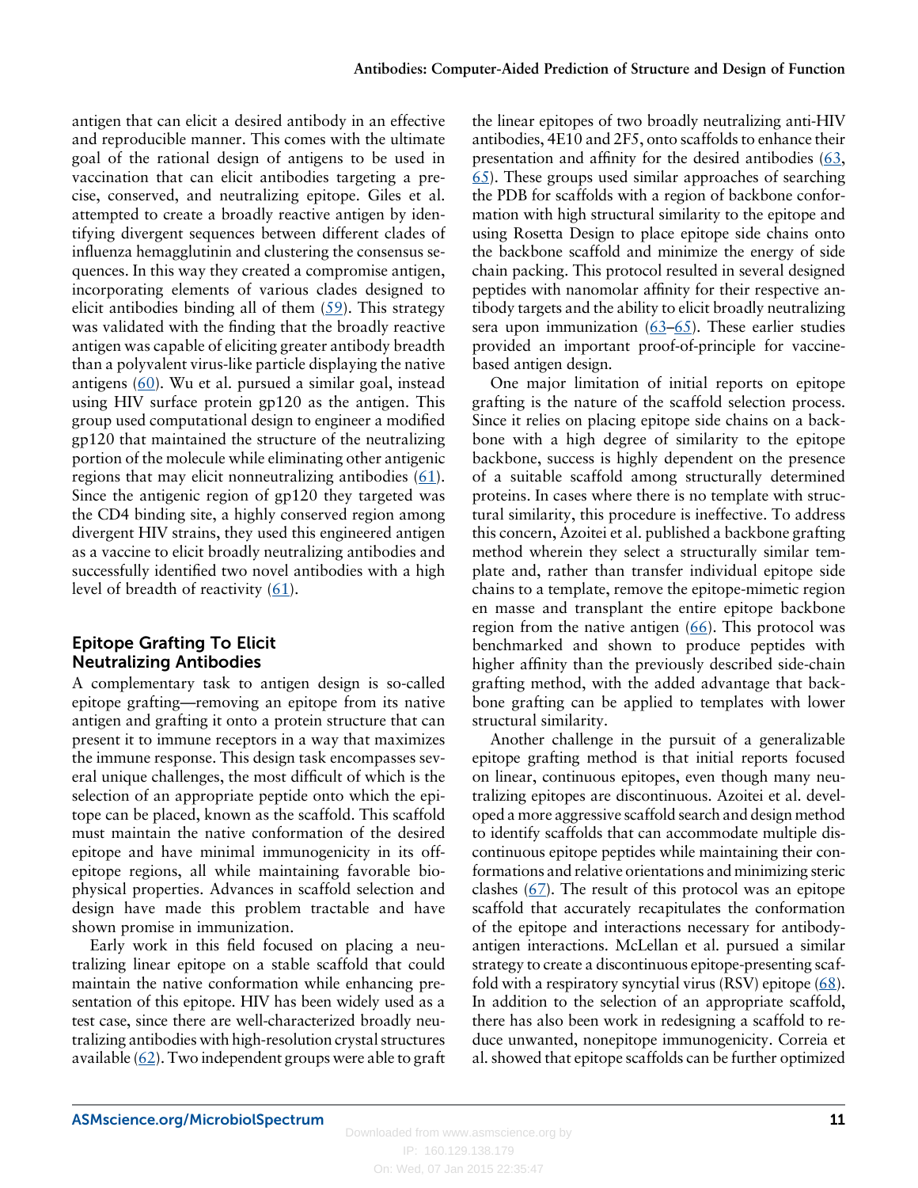antigen that can elicit a desired antibody in an effective and reproducible manner. This comes with the ultimate goal of the rational design of antigens to be used in vaccination that can elicit antibodies targeting a precise, conserved, and neutralizing epitope. Giles et al. attempted to create a broadly reactive antigen by identifying divergent sequences between different clades of influenza hemagglutinin and clustering the consensus sequences. In this way they created a compromise antigen, incorporating elements of various clades designed to elicit antibodies binding all of them (59). This strategy was validated with the finding that the broadly reactive antigen was capable of eliciting greater antibody breadth than a polyvalent virus-like particle displaying the native antigens (60). Wu et al. pursued a similar goal, instead using HIV surface protein gp120 as the antigen. This group used computational design to engineer a modified gp120 that maintained the structure of the neutralizing portion of the molecule while eliminating other antigenic regions that may elicit nonneutralizing antibodies (61). Since the antigenic region of gp120 they targeted was the CD4 binding site, a highly conserved region among divergent HIV strains, they used this engineered antigen as a vaccine to elicit broadly neutralizing antibodies and successfully identified two novel antibodies with a high level of breadth of reactivity (61).

## Epitope Grafting To Elicit Neutralizing Antibodies

A complementary task to antigen design is so-called epitope grafting—removing an epitope from its native antigen and grafting it onto a protein structure that can present it to immune receptors in a way that maximizes the immune response. This design task encompasses several unique challenges, the most difficult of which is the selection of an appropriate peptide onto which the epitope can be placed, known as the scaffold. This scaffold must maintain the native conformation of the desired epitope and have minimal immunogenicity in its off-epitope regions, all while maintaining favorable biophysical properties. Advances in scaffold selection and design have made this problem tractable and have shown promise in immunization.

Early work in this field focused on placing a neutralizing linear epitope on a stable scaffold that could maintain the native conformation while enhancing presentation of this epitope. HIV has been widely used as a test case, since there are well-characterized broadly neutralizing antibodies with high-resolution crystal structures available (62). Two independent groups were able to graft the linear epitopes of two broadly neutralizing anti-HIV antibodies, 4E10 and 2F5, onto scaffolds to enhance their presentation and affinity for the desired antibodies (63, 65). These groups used similar approaches of searching the PDB for scaffolds with a region of backbone conformation with high structural similarity to the epitope and using Rosetta Design to place epitope side chains onto the backbone scaffold and minimize the energy of side chain packing. This protocol resulted in several designed peptides with nanomolar affinity for their respective antibody targets and the ability to elicit broadly neutralizing sera upon immunization (63–65). These earlier studies provided an important proof-of-principle for vaccine-based antigen design.

One major limitation of initial reports on epitope grafting is the nature of the scaffold selection process. Since it relies on placing epitope side chains on a backbone with a high degree of similarity to the epitope backbone, success is highly dependent on the presence of a suitable scaffold among structurally determined proteins. In cases where there is no template with structural similarity, this procedure is ineffective. To address this concern, Azoitei et al. published a backbone grafting method wherein they select a structurally similar template and, rather than transfer individual epitope side chains to a template, remove the epitope-mimetic region en masse and transplant the entire epitope backbone region from the native antigen (66). This protocol was benchmarked and shown to produce peptides with higher affinity than the previously described side-chain grafting method, with the added advantage that backbone grafting can be applied to templates with lower structural similarity.

Another challenge in the pursuit of a generalizable epitope grafting method is that initial reports focused on linear, continuous epitopes, even though many neutralizing epitopes are discontinuous. Azoitei et al. developed a more aggressive scaffold search and design method to identify scaffolds that can accommodate multiple discontinuous epitope peptides while maintaining their conformations and relative orientations and minimizing steric clashes (67). The result of this protocol was an epitope scaffold that accurately recapitulates the conformation of the epitope and interactions necessary for antibody-antigen interactions. McLellan et al. pursued a similar strategy to create a discontinuous epitope-presenting scaffold with a respiratory syncytial virus (RSV) epitope (68). In addition to the selection of an appropriate scaffold, there has also been work in redesigning a scaffold to reduce unwanted, nonepitope immunogenicity. Correia et al. showed that epitope scaffolds can be further optimized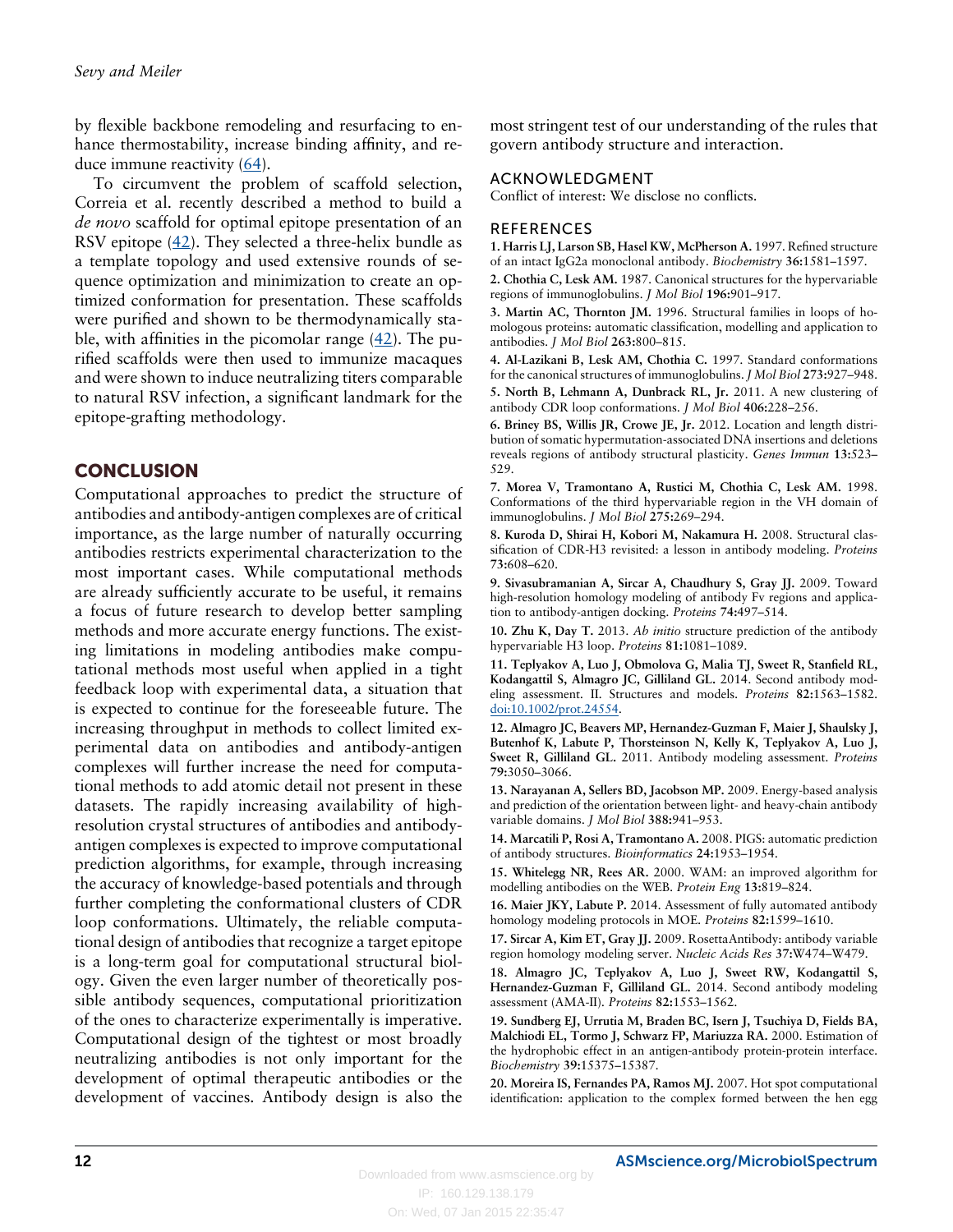by flexible backbone remodeling and resurfacing to enhance thermostability, increase binding affinity, and reduce immune reactivity (64).

To circumvent the problem of scaffold selection, Correia et al. recently described a method to build a *de novo* scaffold for optimal epitope presentation of an RSV epitope (42). They selected a three-helix bundle as a template topology and used extensive rounds of sequence optimization and minimization to create an optimized conformation for presentation. These scaffolds were purified and shown to be thermodynamically stable, with affinities in the picomolar range (42). The purified scaffolds were then used to immunize macaques and were shown to induce neutralizing titers comparable to natural RSV infection, a significant landmark for the epitope-grafting methodology.

## CONCLUSION

Computational approaches to predict the structure of antibodies and antibody-antigen complexes are of critical importance, as the large number of naturally occurring antibodies restricts experimental characterization to the most important cases. While computational methods are already sufficiently accurate to be useful, it remains a focus of future research to develop better sampling methods and more accurate energy functions. The existing limitations in modeling antibodies make computational methods most useful when applied in a tight feedback loop with experimental data, a situation that is expected to continue for the foreseeable future. The increasing throughput in methods to collect limited experimental data on antibodies and antibody-antigen complexes will further increase the need for computational methods to add atomic detail not present in these datasets. The rapidly increasing availability of high-resolution crystal structures of antibodies and antibody-antigen complexes is expected to improve computational prediction algorithms, for example, through increasing the accuracy of knowledge-based potentials and through further completing the conformational clusters of CDR loop conformations. Ultimately, the reliable computational design of antibodies that recognize a target epitope is a long-term goal for computational structural biology. Given the even larger number of theoretically possible antibody sequences, computational prioritization of the ones to characterize experimentally is imperative. Computational design of the tightest or most broadly neutralizing antibodies is not only important for the development of optimal therapeutic antibodies or the development of vaccines. Antibody design is also the most stringent test of our understanding of the rules that govern antibody structure and interaction.

### ACKNOWLEDGMENT

Conflict of interest: We disclose no conflicts.

### REFERENCES

1. **Harris LJ, Larson SB, Hasel KW, McPherson A.** 1997. Refined structure of an intact IgG2a monoclonal antibody. *Biochemistry* **36:**1581–1597.
2. **Chothia C, Lesk AM.** 1987. Canonical structures for the hypervariable regions of immunoglobulins. *J Mol Biol* **196:**901–917.
3. **Martin AC, Thornton JM.** 1996. Structural families in loops of homologous proteins: automatic classification, modelling and application to antibodies. *J Mol Biol* **263:**800–815.
4. **Al-Lazikani B, Lesk AM, Chothia C.** 1997. Standard conformations for the canonical structures of immunoglobulins. *J Mol Biol* **273:**927–948.
5. **North B, Lehmann A, Dunbrack RL, Jr.** 2011. A new clustering of antibody CDR loop conformations. *J Mol Biol* **406:**228–256.
6. **Briney BS, Willis JR, Crowe JE, Jr.** 2012. Location and length distribution of somatic hypermutation-associated DNA insertions and deletions reveals regions of antibody structural plasticity. *Genes Immun* **13:**523–529.
7. **Morea V, Tramontano A, Rustici M, Chothia C, Lesk AM.** 1998. Conformations of the third hypervariable region in the VH domain of immunoglobulins. *J Mol Biol* **275:**269–294.
8. **Kuroda D, Shirai H, Kobori M, Nakamura H.** 2008. Structural classification of CDR-H3 revisited: a lesson in antibody modeling. *Proteins* **73:**608–620.
9. **Sivasubramanian A, Sircar A, Chaudhury S, Gray JJ.** 2009. Toward high-resolution homology modeling of antibody Fv regions and application to antibody-antigen docking. *Proteins* **74:**497–514.
10. **Zhu K, Day T.** 2013. *Ab initio* structure prediction of the antibody hypervariable H3 loop. *Proteins* **81:**1081–1089.
11. **Teplyakov A, Luo J, Obmolova G, Malia TJ, Sweet R, Stanfield RL, Kodangattil S, Almagro JC, Gilliland GL.** 2014. Second antibody modeling assessment. II. Structures and models. *Proteins* **82:**1563–1582. doi:10.1002/prot.24554.
12. **Almagro JC, Beavers MP, Hernandez-Guzman F, Maier J, Shaulsky J, Butenhof K, Labute P, Thorsteinson N, Kelly K, Teplyakov A, Luo J, Sweet R, Gilliland GL.** 2011. Antibody modeling assessment. *Proteins* **79:**3050–3066.
13. **Narayanan A, Sellers BD, Jacobson MP.** 2009. Energy-based analysis and prediction of the orientation between light- and heavy-chain antibody variable domains. *J Mol Biol* **388:**941–953.
14. **Marcatili P, Rosi A, Tramontano A.** 2008. PIGS: automatic prediction of antibody structures. *Bioinformatics* **24:**1953–1954.
15. **Whitelegg NR, Rees AR.** 2000. WAM: an improved algorithm for modelling antibodies on the WEB. *Protein Eng* **13:**819–824.
16. **Maier JKY, Labute P.** 2014. Assessment of fully automated antibody homology modeling protocols in MOE. *Proteins* **82:**1599–1610.
17. **Sircar A, Kim ET, Gray JJ.** 2009. RosettaAntibody: antibody variable region homology modeling server. *Nucleic Acids Res* **37:**W474–W479.
18. **Almagro JC, Teplyakov A, Luo J, Sweet RW, Kodangattil S, Hernandez-Guzman F, Gilliland GL.** 2014. Second antibody modeling assessment (AMA-II). *Proteins* **82:**1553–1562.
19. **Sundberg EJ, Urrutia M, Braden BC, Isern J, Tsuchiya D, Fields BA, Malchiodi EL, Tormo J, Schwarz FP, Mariuzza RA.** 2000. Estimation of the hydrophobic effect in an antigen-antibody protein-protein interface. *Biochemistry* **39:**15375–15387.
20. **Moreira IS, Fernandes PA, Ramos MJ.** 2007. Hot spot computational identification: application to the complex formed between the hen egg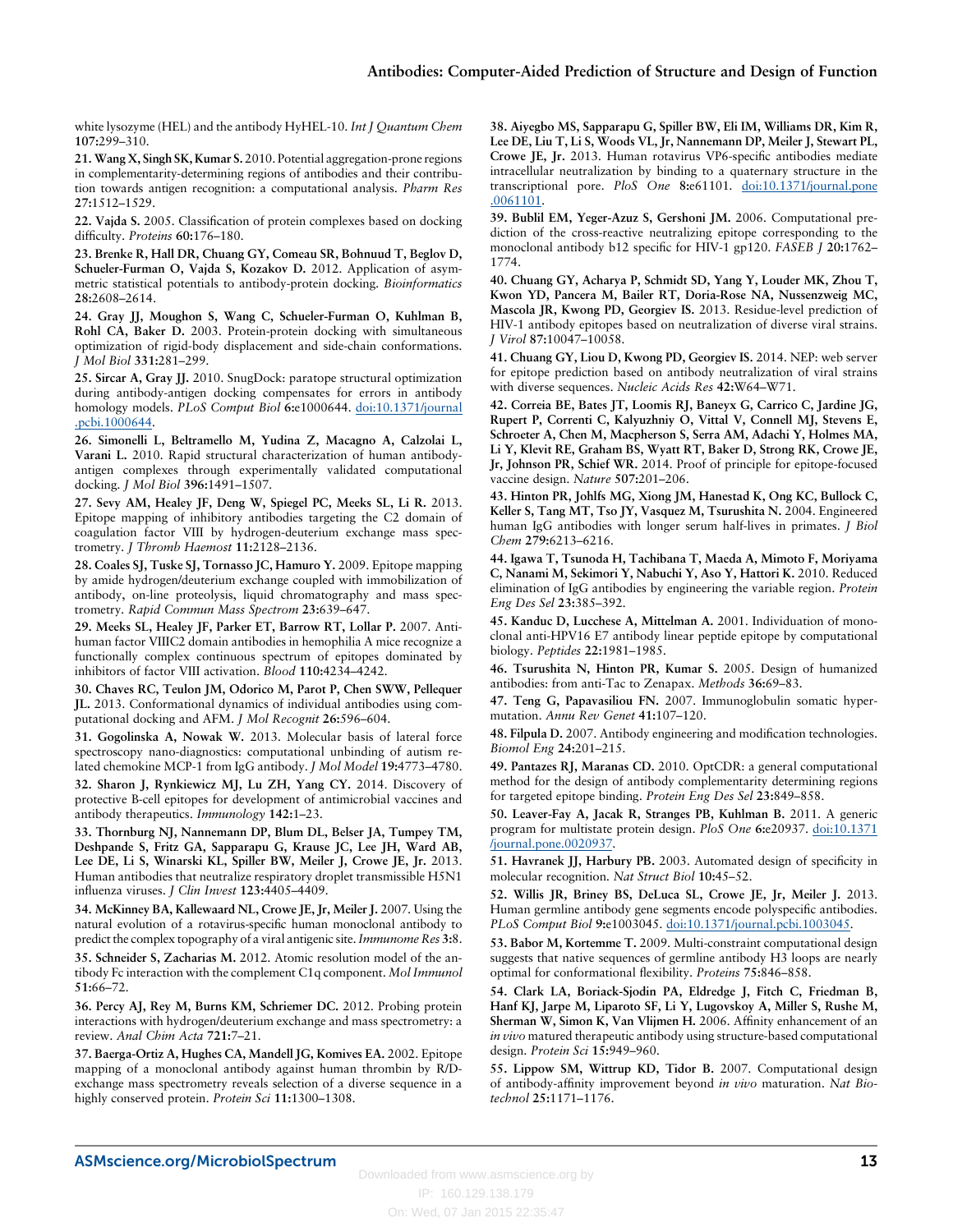white lysozyme (HEL) and the antibody HyHEL-10. *Int J Quantum Chem* **107**:299–310.

**21. Wang X, Singh SK, Kumar S.** 2010. Potential aggregation-prone regions in complementarity-determining regions of antibodies and their contribution towards antigen recognition: a computational analysis. *Pharm Res* **27**:1512–1529.

**22. Vajda S.** 2005. Classification of protein complexes based on docking difficulty. *Proteins* **60**:176–180.

**23. Brenke R, Hall DR, Chuang GY, Comeau SR, Bohnuud T, Beglov D, Schueler-Furman O, Vajda S, Kozakov D.** 2012. Application of asymmetric statistical potentials to antibody-protein docking. *Bioinformatics* **28**:2608–2614.

**24. Gray JJ, Moughon S, Wang C, Schueler-Furman O, Kuhlman B, Rohl CA, Baker D.** 2003. Protein-protein docking with simultaneous optimization of rigid-body displacement and side-chain conformations. *J Mol Biol* **331**:281–299.

**25. Sircar A, Gray JJ.** 2010. SnugDock: paratope structural optimization during antibody-antigen docking compensates for errors in antibody homology models. *PLoS Comput Biol* **6**:e1000644. doi:10.1371/journal.pcbi.1000644.

**26. Simonelli L, Beltramello M, Yudina Z, Macagno A, Calzolai L, Varani L.** 2010. Rapid structural characterization of human antibody-antigen complexes through experimentally validated computational docking. *J Mol Biol* **396**:1491–1507.

**27. Sevy AM, Healey JF, Deng W, Spiegel PC, Meeks SL, Li R.** 2013. Epitope mapping of inhibitory antibodies targeting the C2 domain of coagulation factor VIII by hydrogen-deuterium exchange mass spectrometry. *J Thromb Haemost* **11**:2128–2136.

**28. Coales SJ, Tuske SJ, Tomasso JC, Hamuro Y.** 2009. Epitope mapping by amide hydrogen/deuterium exchange coupled with immobilization of antibody, on-line proteolysis, liquid chromatography and mass spectrometry. *Rapid Commun Mass Spectrom* **23**:639–647.

**29. Meeks SL, Healey JF, Parker ET, Barrow RT, Lollar P.** 2007. Anti-human factor VIIIC2 domain antibodies in hemophilia A mice recognize a functionally complex continuous spectrum of epitopes dominated by inhibitors of factor VIII activation. *Blood* **110**:4234–4242.

**30. Chaves RC, Teulon JM, Odorico M, Parot P, Chen SWW, Pellequer JL.** 2013. Conformational dynamics of individual antibodies using computational docking and AFM. *J Mol Recognit* **26**:596–604.

**31. Gogolinska A, Nowak W.** 2013. Molecular basis of lateral force spectroscopy nano-diagnostics: computational unbinding of autism related chemokine MCP-1 from IgG antibody. *J Mol Model* **19**:4773–4780.

**32. Sharon J, Rynkiewicz MJ, Lu ZH, Yang CY.** 2014. Discovery of protective B-cell epitopes for development of antimicrobial vaccines and antibody therapeutics. *Immunology* **142**:1–23.

**33. Thornburg NJ, Nannemann DP, Blum DL, Belser JA, Tumpey TM, Deshpande S, Fritz GA, Sapparapu G, Krause JC, Lee JH, Ward AB, Lee DE, Li S, Winarski KL, Spiller BW, Meiler J, Crowe JE, Jr.** 2013. Human antibodies that neutralize respiratory droplet transmissible H5N1 influenza viruses. *J Clin Invest* **123**:4405–4409.

**34. McKinney BA, Kallewaard NL, Crowe JE, Jr, Meiler J.** 2007. Using the natural evolution of a rotavirus-specific human monoclonal antibody to predict the complex topography of a viral antigenic site. *Immunome Res* **3**:8.

**35. Schneider S, Zacharias M.** 2012. Atomic resolution model of the antibody Fc interaction with the complement C1q component. *Mol Immunol* **51**:66–72.

**36. Percy AJ, Rey M, Burns KM, Schriemer DC.** 2012. Probing protein interactions with hydrogen/deuterium exchange and mass spectrometry: a review. *Anal Chim Acta* **721**:7–21.

**37. Baerga-Ortiz A, Hughes CA, Mandell JG, Komives EA.** 2002. Epitope mapping of a monoclonal antibody against human thrombin by R/D-exchange mass spectrometry reveals selection of a diverse sequence in a highly conserved protein. *Protein Sci* **11**:1300–1308.

**38. Aiyegbo MS, Sapparapu G, Spiller BW, Eli IM, Williams DR, Kim R, Lee DE, Liu T, Li S, Woods VL, Jr, Nannemann DP, Meiler J, Stewart PL, Crowe JE, Jr.** 2013. Human rotavirus VP6-specific antibodies mediate intracellular neutralization by binding to a quaternary structure in the transcriptional pore. *PloS One* **8**:e61101. doi:10.1371/journal.pone.0061101.

**39. Bublil EM, Yeger-Azuz S, Gershoni JM.** 2006. Computational prediction of the cross-reactive neutralizing epitope corresponding to the monoclonal antibody b12 specific for HIV-1 gp120. *FASEB J* **20**:1762–1774.

**40. Chuang GY, Acharya P, Schmidt SD, Yang Y, Louder MK, Zhou T, Kwon YD, Pancera M, Bailer RT, Doria-Rose NA, Nussenzweig MC, Mascola JR, Kwong PD, Georgiev IS.** 2013. Residue-level prediction of HIV-1 antibody epitopes based on neutralization of diverse viral strains. *J Virol* **87**:10047–10058.

**41. Chuang GY, Liou D, Kwong PD, Georgiev IS.** 2014. NEP: web server for epitope prediction based on antibody neutralization of viral strains with diverse sequences. *Nucleic Acids Res* **42**:W64–W71.

**42. Correia BE, Bates JT, Loomis RJ, Baneyx G, Carrico C, Jardine JG, Rupert P, Correnti C, Kalyuzhniy O, Vittal V, Connell MJ, Stevens E, Schroeter A, Chen M, Macpherson S, Serra AM, Adachi Y, Holmes MA, Li Y, Klevit RE, Graham BS, Wyatt RT, Baker D, Strong RK, Crowe JE, Jr, Johnson PR, Schief WR.** 2014. Proof of principle for epitope-focused vaccine design. *Nature* **507**:201–206.

**43. Hinton PR, Johlfs MG, Xiong JM, Hanestad K, Ong KC, Bullock C, Keller S, Tang MT, Tso JY, Vasquez M, Tsurushita N.** 2004. Engineered human IgG antibodies with longer serum half-lives in primates. *J Biol Chem* **279**:6213–6216.

**44. Igawa T, Tsunoda H, Tachibana T, Maeda A, Mimoto F, Moriyama C, Nanami M, Sekimori Y, Nabuchi Y, Aso Y, Hattori K.** 2010. Reduced elimination of IgG antibodies by engineering the variable region. *Protein Eng Des Sel* **23**:385–392.

**45. Kanduc D, Lucchese A, Mittelman A.** 2001. Individuation of monoclonal anti-HPV16 E7 antibody linear peptide epitope by computational biology. *Peptides* **22**:1981–1985.

**46. Tsurushita N, Hinton PR, Kumar S.** 2005. Design of humanized antibodies: from anti-Tac to Zenapax. *Methods* **36**:69–83.

**47. Teng G, Papavasiliou FN.** 2007. Immunoglobulin somatic hypermutation. *Annu Rev Genet* **41**:107–120.

**48. Filpula D.** 2007. Antibody engineering and modification technologies. *Biomol Eng* **24**:201–215.

**49. Pantazes RJ, Maranas CD.** 2010. OptCDR: a general computational method for the design of antibody complementarity determining regions for targeted epitope binding. *Protein Eng Des Sel* **23**:849–858.

**50. Leaver-Fay A, Jacak R, Stranges PB, Kuhlman B.** 2011. A generic program for multistate protein design. *PloS One* **6**:e20937. doi:10.1371/journal.pone.0020937.

**51. Havranek JJ, Harbury PB.** 2003. Automated design of specificity in molecular recognition. *Nat Struct Biol* **10**:45–52.

**52. Willis JR, Briney BS, DeLuca SL, Crowe JE, Jr, Meiler J.** 2013. Human germline antibody gene segments encode polyspecific antibodies. *PLoS Comput Biol* **9**:e1003045. doi:10.1371/journal.pcbi.1003045.

**53. Babor M, Kortemme T.** 2009. Multi-constraint computational design suggests that native sequences of germline antibody H3 loops are nearly optimal for conformational flexibility. *Proteins* **75**:846–858.

**54. Clark LA, Boriack-Sjodin PA, Eldredge J, Fitch C, Friedman B, Hanf KJ, Jarpe M, Liparoto SF, Li Y, Lugovskoy A, Miller S, Rushe M, Sherman W, Simon K, Van Vlijmen H.** 2006. Affinity enhancement of an *in vivo* matured therapeutic antibody using structure-based computational design. *Protein Sci* **15**:949–960.

**55. Lippow SM, Wittrup KD, Tidor B.** 2007. Computational design of antibody-affinity improvement beyond *in vivo* maturation. *Nat Biotechnol* **25**:1171–1176.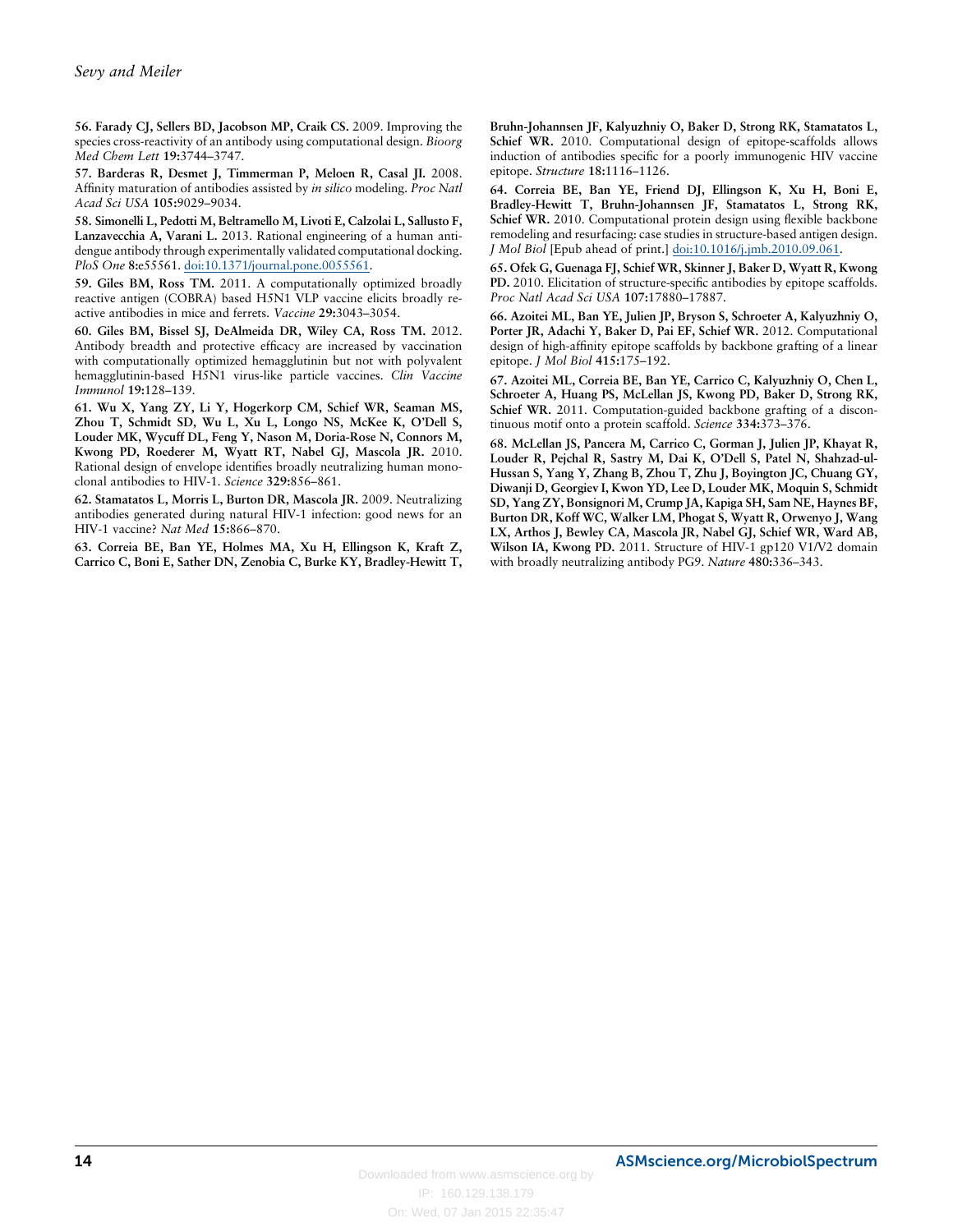**56. Farady CJ, Sellers BD, Jacobson MP, Craik CS.** 2009. Improving the species cross-reactivity of an antibody using computational design. *Bioorg Med Chem Lett* **19:**3744–3747.

**57. Barderas R, Desmet J, Timmerman P, Meloen R, Casal JI.** 2008. Affinity maturation of antibodies assisted by *in silico* modeling. *Proc Natl Acad Sci USA* **105:**9029–9034.

**58. Simonelli L, Pedotti M, Beltramello M, Livoti E, Calzolai L, Sallusto F, Lanzavecchia A, Varani L.** 2013. Rational engineering of a human anti-dengue antibody through experimentally validated computational docking. *PloS One* **8:**e55561. doi:10.1371/journal.pone.0055561.

**59. Giles BM, Ross TM.** 2011. A computationally optimized broadly reactive antigen (COBRA) based H5N1 VLP vaccine elicits broadly reactive antibodies in mice and ferrets. *Vaccine* **29:**3043–3054.

**60. Giles BM, Bissel SJ, DeAlmeida DR, Wiley CA, Ross TM.** 2012. Antibody breadth and protective efficacy are increased by vaccination with computationally optimized hemagglutinin but not with polyvalent hemagglutinin-based H5N1 virus-like particle vaccines. *Clin Vaccine Immunol* **19:**128–139.

**61. Wu X, Yang ZY, Li Y, Hogerkorp CM, Schief WR, Seaman MS, Zhou T, Schmidt SD, Wu L, Xu L, Longo NS, McKee K, O'Dell S, Louder MK, Wycuff DL, Feng Y, Nason M, Doria-Rose N, Connors M, Kwong PD, Roederer M, Wyatt RT, Nabel GJ, Mascola JR.** 2010. Rational design of envelope identifies broadly neutralizing human monoclonal antibodies to HIV-1. *Science* **329:**856–861.

**62. Stamatatos L, Morris L, Burton DR, Mascola JR.** 2009. Neutralizing antibodies generated during natural HIV-1 infection: good news for an HIV-1 vaccine? *Nat Med* **15:**866–870.

**63. Correia BE, Ban YE, Holmes MA, Xu H, Ellingson K, Kraft Z, Carrico C, Boni E, Sather DN, Zenobia C, Burke KY, Bradley-Hewitt T, Bruhn-Johannsen JF, Kalyuzhniy O, Baker D, Strong RK, Stamatatos L, Schief WR.** 2010. Computational design of epitope-scaffolds allows induction of antibodies specific for a poorly immunogenic HIV vaccine epitope. *Structure* **18:**1116–1126.

**64. Correia BE, Ban YE, Friend DJ, Ellingson K, Xu H, Boni E, Bradley-Hewitt T, Bruhn-Johannsen JF, Stamatatos L, Strong RK, Schief WR.** 2010. Computational protein design using flexible backbone remodeling and resurfacing: case studies in structure-based antigen design. *J Mol Biol* [Epub ahead of print.] doi:10.1016/j.jmb.2010.09.061.

**65. Ofek G, Guenaga FJ, Schief WR, Skinner J, Baker D, Wyatt R, Kwong PD.** 2010. Elicitation of structure-specific antibodies by epitope scaffolds. *Proc Natl Acad Sci USA* **107:**17880–17887.

**66. Azoitei ML, Ban YE, Julien JP, Bryson S, Schroeter A, Kalyuzhniy O, Porter JR, Adachi Y, Baker D, Pai EF, Schief WR.** 2012. Computational design of high-affinity epitope scaffolds by backbone grafting of a linear epitope. *J Mol Biol* **415:**175–192.

**67. Azoitei ML, Correia BE, Ban YE, Carrico C, Kalyuzhniy O, Chen L, Schroeter A, Huang PS, McLellan JS, Kwong PD, Baker D, Strong RK, Schief WR.** 2011. Computation-guided backbone grafting of a discontinuous motif onto a protein scaffold. *Science* **334:**373–376.

**68. McLellan JS, Pancera M, Carrico C, Gorman J, Julien JP, Khayat R, Louder R, Pejchal R, Sastry M, Dai K, O'Dell S, Patel N, Shahzad-ul-Hussan S, Yang Y, Zhang B, Zhou T, Zhu J, Boyington JC, Chuang GY, Diwanji D, Georgiev I, Kwon YD, Lee D, Louder MK, Moquin S, Schmidt SD, Yang ZY, Bonsignori M, Crump JA, Kapiga SH, Sam NE, Haynes BF, Burton DR, Koff WC, Walker LM, Phogat S, Wyatt R, Orwenyo J, Wang LX, Arthos J, Bewley CA, Mascola JR, Nabel GJ, Schief WR, Ward AB, Wilson IA, Kwong PD.** 2011. Structure of HIV-1 gp120 V1/V2 domain with broadly neutralizing antibody PG9. *Nature* **480:**336–343.